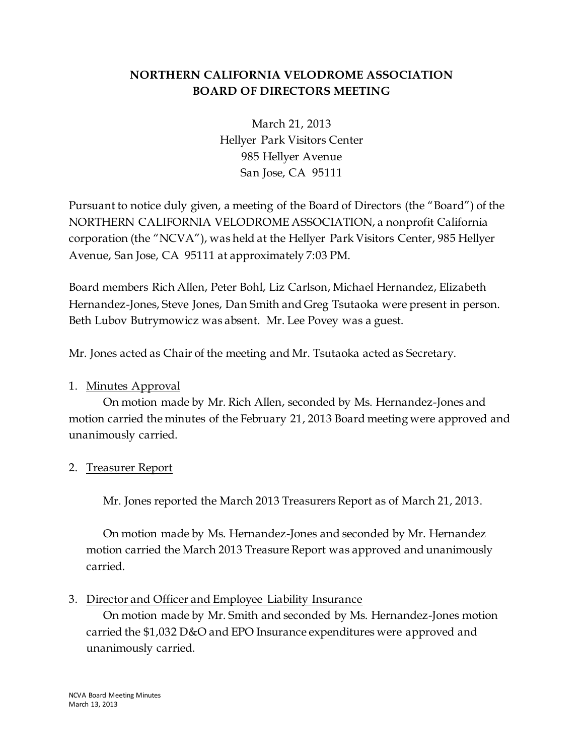# NORTHERN CALIFORNIA VELODROME ASSOCIATION
## BOARD OF DIRECTORS MEETING

March 21, 2013
Hellyer Park Visitors Center
985 Hellyer Avenue
San Jose, CA 95111

Pursuant to notice duly given, a meeting of the Board of Directors (the "Board") of the NORTHERN CALIFORNIA VELODROME ASSOCIATION, a nonprofit California corporation (the "NCVA"), was held at the Hellyer Park Visitors Center, 985 Hellyer Avenue, San Jose, CA 95111 at approximately 7:03 PM.

Board members Rich Allen, Peter Bohl, Liz Carlson, Michael Hernandez, Elizabeth Hernandez-Jones, Steve Jones, Dan Smith and Greg Tsutaoka were present in person. Beth Lubov Butrymowicz was absent. Mr. Lee Povey was a guest.

Mr. Jones acted as Chair of the meeting and Mr. Tsutaoka acted as Secretary.

1. Minutes Approval

   On motion made by Mr. Rich Allen, seconded by Ms. Hernandez-Jones and motion carried the minutes of the February 21, 2013 Board meeting were approved and unanimously carried.

2. Treasurer Report

   Mr. Jones reported the March 2013 Treasurers Report as of March 21, 2013.

   On motion made by Ms. Hernandez-Jones and seconded by Mr. Hernandez motion carried the March 2013 Treasure Report was approved and unanimously carried.

3. Director and Officer and Employee Liability Insurance

   On motion made by Mr. Smith and seconded by Ms. Hernandez-Jones motion carried the $1,032 D&O and EPO Insurance expenditures were approved and unanimously carried.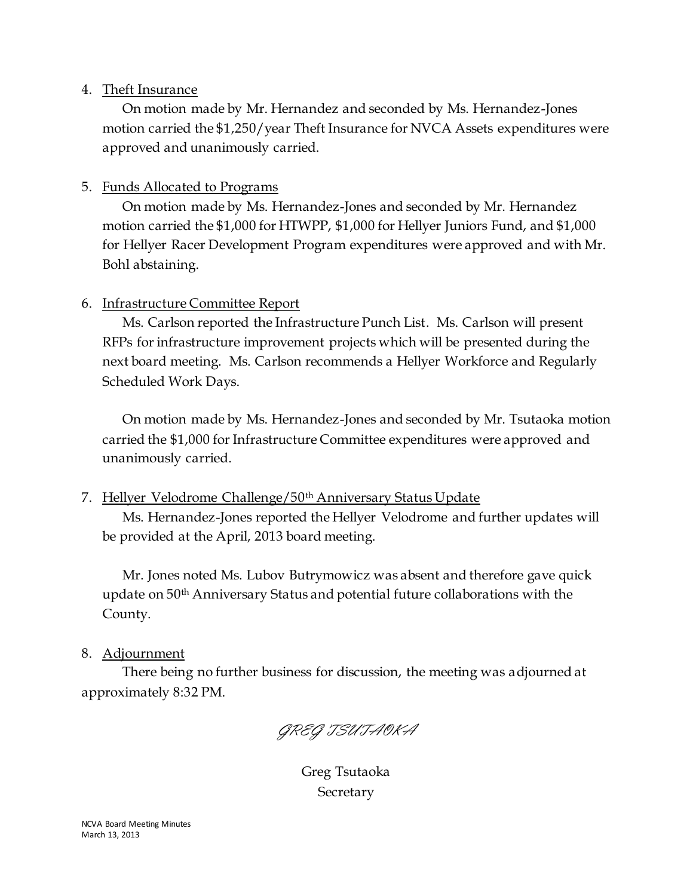4. <u>Theft Insurance</u>

   On motion made by Mr. Hernandez and seconded by Ms. Hernandez-Jones motion carried the $1,250/year Theft Insurance for NVCA Assets expenditures were approved and unanimously carried.

5. <u>Funds Allocated to Programs</u>

   On motion made by Ms. Hernandez-Jones and seconded by Mr. Hernandez motion carried the $1,000 for HTWPP, $1,000 for Hellyer Juniors Fund, and $1,000 for Hellyer Racer Development Program expenditures were approved and with Mr. Bohl abstaining.

6. <u>Infrastructure Committee Report</u>

   Ms. Carlson reported the Infrastructure Punch List. Ms. Carlson will present RFPs for infrastructure improvement projects which will be presented during the next board meeting. Ms. Carlson recommends a Hellyer Workforce and Regularly Scheduled Work Days.

   On motion made by Ms. Hernandez-Jones and seconded by Mr. Tsutaoka motion carried the $1,000 for Infrastructure Committee expenditures were approved and unanimously carried.

7. <u>Hellyer Velodrome Challenge/50th Anniversary Status Update</u>

   Ms. Hernandez-Jones reported the Hellyer Velodrome and further updates will be provided at the April, 2013 board meeting.

   Mr. Jones noted Ms. Lubov Butrymowicz was absent and therefore gave quick update on 50th Anniversary Status and potential future collaborations with the County.

8. <u>Adjournment</u>

   There being no further business for discussion, the meeting was adjourned at approximately 8:32 PM.

*GREG TSUTAOKA*

Greg Tsutaoka
Secretary